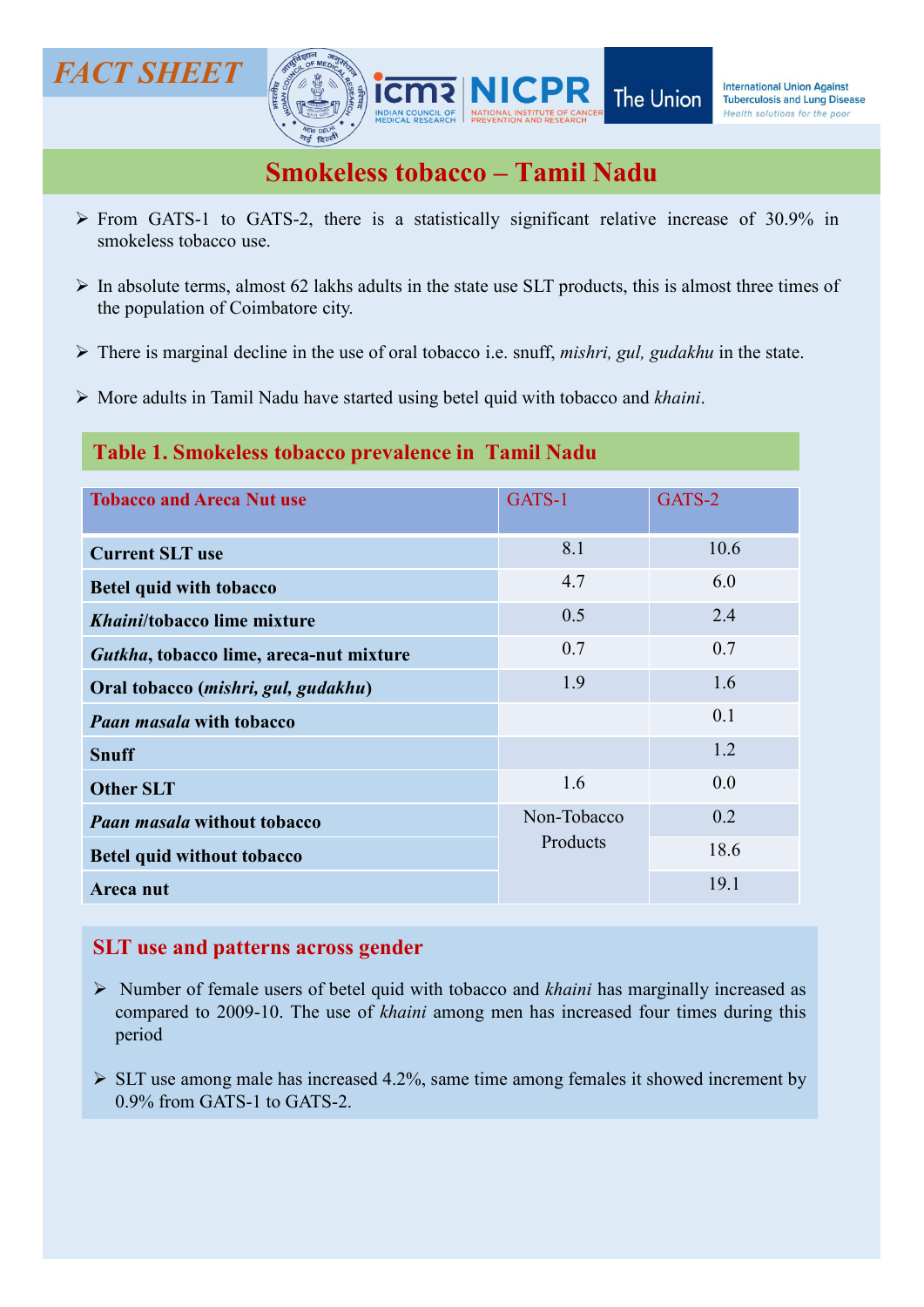FACT SHEET

# Smokeless tobacco – Tamil Nadu

- From GATS-1 to GATS-2, there is a statistically significant relative increase of 30.9% in smokeless tobacco use.
- In absolute terms, almost 62 lakhs adults in the state use SLT products, this is almost three times of the population of Coimbatore city.
- There is marginal decline in the use of oral tobacco i.e. snuff, *mishri, gul, gudakhu* in the state.
- More adults in Tamil Nadu have started using betel quid with tobacco and *khaini*.

## Table 1. Smokeless tobacco prevalence in Tamil Nadu

| Tobacco and Areca Nut use | GATS-1 | GATS-2 |
|---|---|---|
| **Current SLT use** | 8.1 | 10.6 |
| **Betel quid with tobacco** | 4.7 | 6.0 |
| ***Khaini*/tobacco lime mixture** | 0.5 | 2.4 |
| ***Gutkha*, tobacco lime, areca-nut mixture** | 0.7 | 0.7 |
| **Oral tobacco (*mishri, gul, gudakhu*)** | 1.9 | 1.6 |
| ***Paan masala* with tobacco** | | 0.1 |
| **Snuff** | | 1.2 |
| **Other SLT** | 1.6 | 0.0 |
| ***Paan masala* without tobacco** | Non-Tobacco Products | 0.2 |
| **Betel quid without tobacco** | | 18.6 |
| **Areca nut** | | 19.1 |

## SLT use and patterns across gender

- Number of female users of betel quid with tobacco and *khaini* has marginally increased as compared to 2009-10. The use of *khaini* among men has increased four times during this period
- SLT use among male has increased 4.2%, same time among females it showed increment by 0.9% from GATS-1 to GATS-2.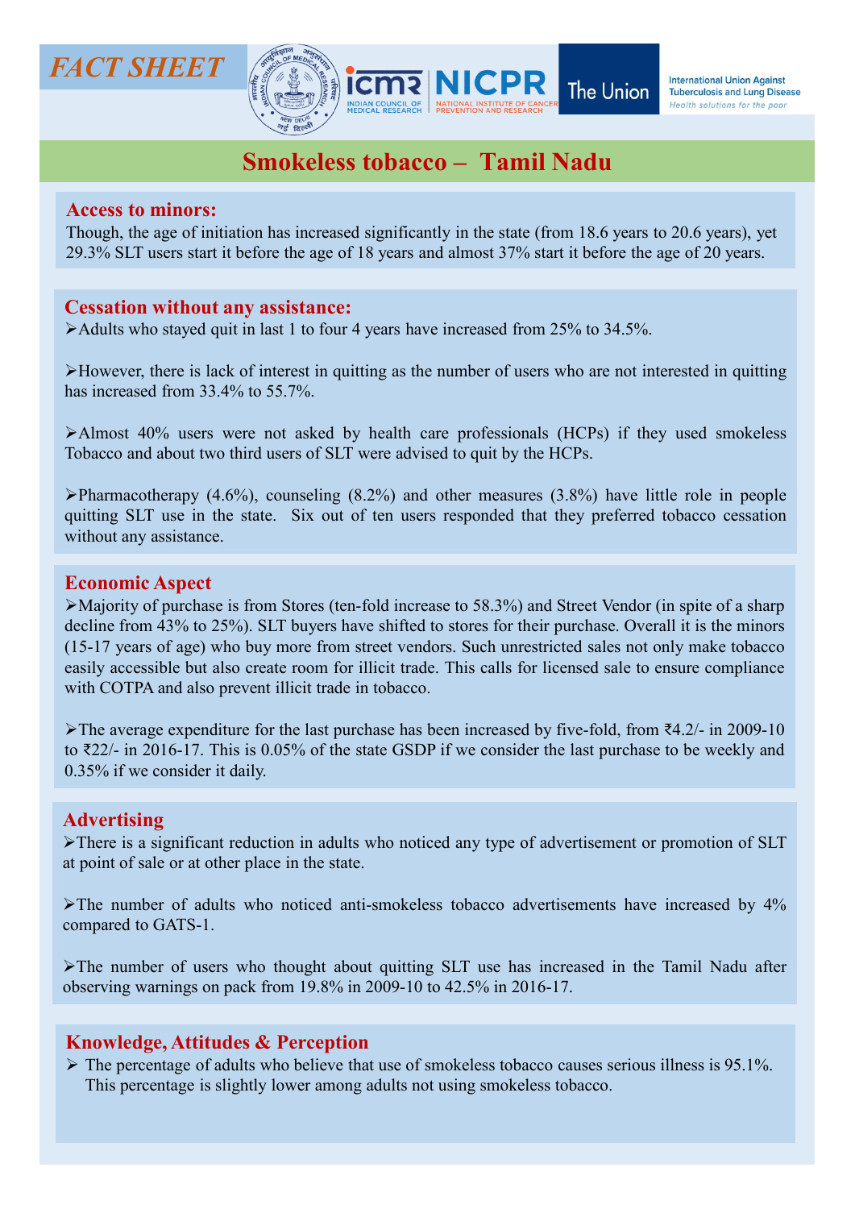*FACT SHEET*

# Smokeless tobacco – Tamil Nadu

## Access to minors:

Though, the age of initiation has increased significantly in the state (from 18.6 years to 20.6 years), yet 29.3% SLT users start it before the age of 18 years and almost 37% start it before the age of 20 years.

## Cessation without any assistance:

- Adults who stayed quit in last 1 to four 4 years have increased from 25% to 34.5%.
- However, there is lack of interest in quitting as the number of users who are not interested in quitting has increased from 33.4% to 55.7%.
- Almost 40% users were not asked by health care professionals (HCPs) if they used smokeless Tobacco and about two third users of SLT were advised to quit by the HCPs.
- Pharmacotherapy (4.6%), counseling (8.2%) and other measures (3.8%) have little role in people quitting SLT use in the state. Six out of ten users responded that they preferred tobacco cessation without any assistance.

## Economic Aspect

- Majority of purchase is from Stores (ten-fold increase to 58.3%) and Street Vendor (in spite of a sharp decline from 43% to 25%). SLT buyers have shifted to stores for their purchase. Overall it is the minors (15-17 years of age) who buy more from street vendors. Such unrestricted sales not only make tobacco easily accessible but also create room for illicit trade. This calls for licensed sale to ensure compliance with COTPA and also prevent illicit trade in tobacco.
- The average expenditure for the last purchase has been increased by five-fold, from ₹4.2/- in 2009-10 to ₹22/- in 2016-17. This is 0.05% of the state GSDP if we consider the last purchase to be weekly and 0.35% if we consider it daily.

## Advertising

- There is a significant reduction in adults who noticed any type of advertisement or promotion of SLT at point of sale or at other place in the state.
- The number of adults who noticed anti-smokeless tobacco advertisements have increased by 4% compared to GATS-1.
- The number of users who thought about quitting SLT use has increased in the Tamil Nadu after observing warnings on pack from 19.8% in 2009-10 to 42.5% in 2016-17.

## Knowledge, Attitudes & Perception

- The percentage of adults who believe that use of smokeless tobacco causes serious illness is 95.1%. This percentage is slightly lower among adults not using smokeless tobacco.